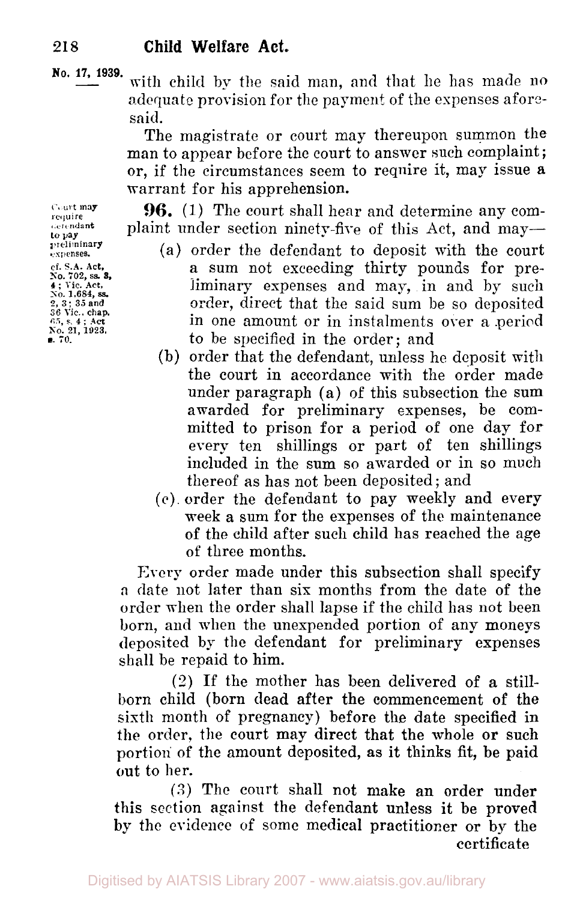No. 17, 1939.

with child by the said man, and that he has made no adequate provision for the payment of the expenses aforesaid.

The magistrate or court may thereupon summon the man to appear before the court to answer such complaint; or, if the circumstances seem to require it, may issue a warrant for his apprehension.

Court may require defendant to pay preliminary expenses.

cf. S.A. Act, No. 702, ss. 3, 4; Vic. Act, No. 1,684, ss. 2, 3; 35 and 36 Vic., chap. 65, s. 4; Act No. 21, 1923, s. 70.

**96.** (1) The court shall hear and determine any complaint under section ninety-five of this Act, and may—

(a) order the defendant to deposit with the court a sum not exceeding thirty pounds for preliminary expenses and may, in and by such order, direct that the said sum be so deposited in one amount or in instalments over a period to be specified in the order; and

(b) order that the defendant, unless he deposit with the court in accordance with the order made under paragraph (a) of this subsection the sum awarded for preliminary expenses, be committed to prison for a period of one day for every ten shillings or part of ten shillings included in the sum so awarded or in so much thereof as has not been deposited; and

(c) order the defendant to pay weekly and every week a sum for the expenses of the maintenance of the child after such child has reached the age of three months.

Every order made under this subsection shall specify a date not later than six months from the date of the order when the order shall lapse if the child has not been born, and when the unexpended portion of any moneys deposited by the defendant for preliminary expenses shall be repaid to him.

(2) If the mother has been delivered of a still-born child (born dead after the commencement of the sixth month of pregnancy) before the date specified in the order, the court may direct that the whole or such portion of the amount deposited, as it thinks fit, be paid out to her.

(3) The court shall not make an order under this section against the defendant unless it be proved by the evidence of some medical practitioner or by the certificate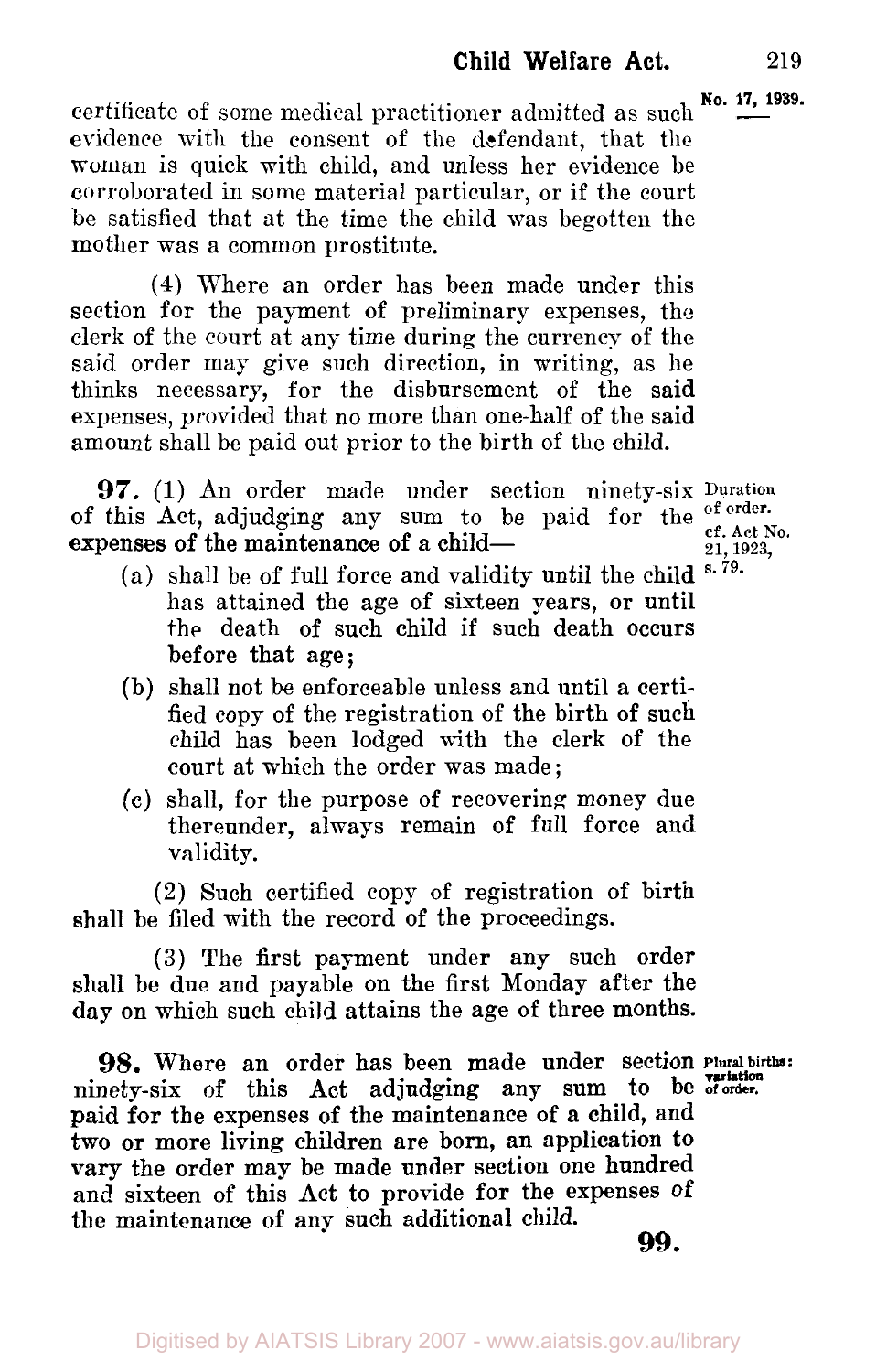certificate of some medical practitioner admitted as such evidence with the consent of the defendant, that the woman is quick with child, and unless her evidence be corroborated in some material particular, or if the court be satisfied that at the time the child was begotten the mother was a common prostitute.

(4) Where an order has been made under this section for the payment of preliminary expenses, the clerk of the court at any time during the currency of the said order may give such direction, in writing, as he thinks necessary, for the disbursement of the said expenses, provided that no more than one-half of the said amount shall be paid out prior to the birth of the child.

*Duration of order. cf. Act No. 21, 1923, s. 79.*

**97.** (1) An order made under section ninety-six of this Act, adjudging any sum to be paid for the expenses of the maintenance of a child—

(a) shall be of full force and validity until the child has attained the age of sixteen years, or until the death of such child if such death occurs before that age;

(b) shall not be enforceable unless and until a certified copy of the registration of the birth of such child has been lodged with the clerk of the court at which the order was made;

(c) shall, for the purpose of recovering money due thereunder, always remain of full force and validity.

(2) Such certified copy of registration of birth shall be filed with the record of the proceedings.

(3) The first payment under any such order shall be due and payable on the first Monday after the day on which such child attains the age of three months.

*Plural births: variation of order.*

**98.** Where an order has been made under section ninety-six of this Act adjudging any sum to be paid for the expenses of the maintenance of a child, and two or more living children are born, an application to vary the order may be made under section one hundred and sixteen of this Act to provide for the expenses of the maintenance of any such additional child.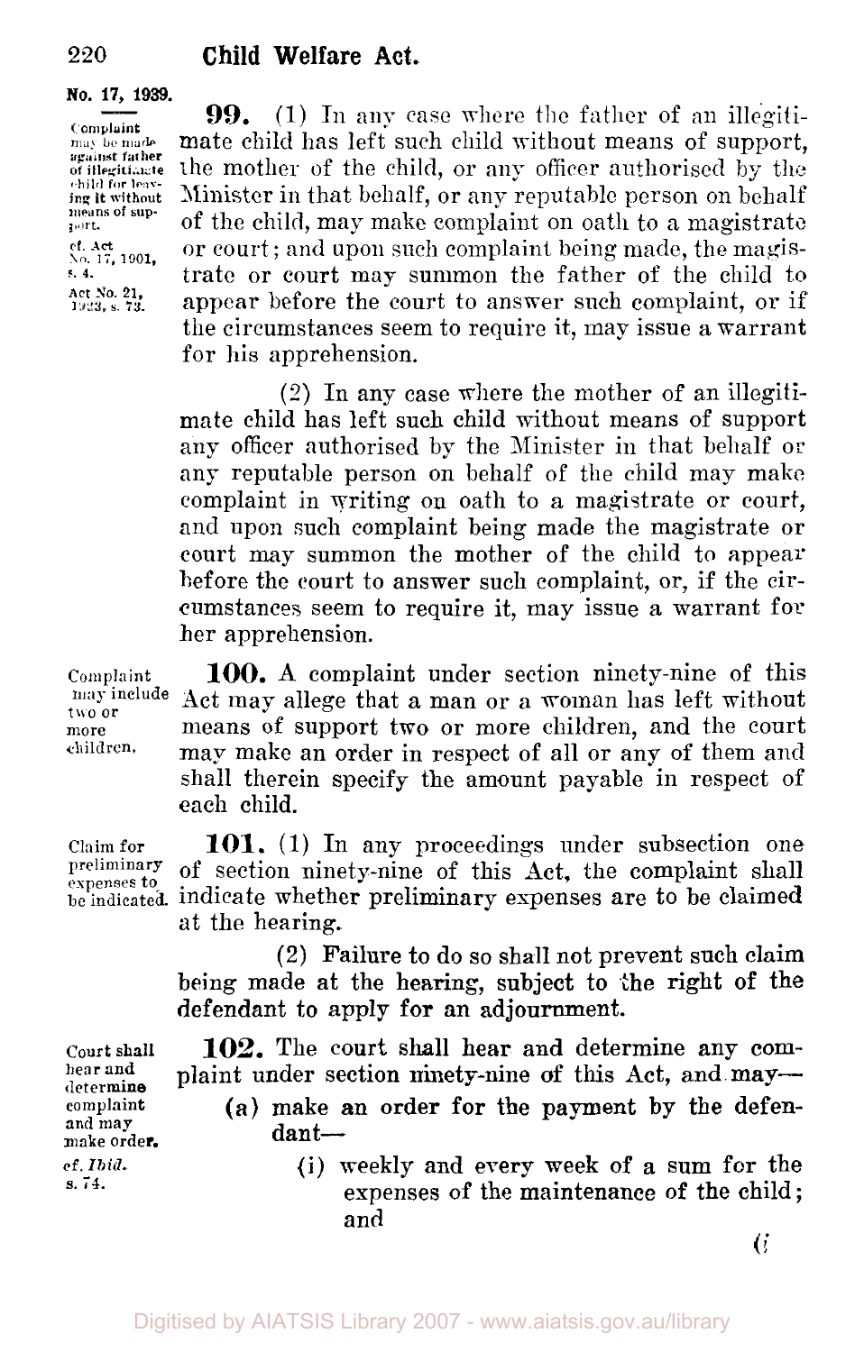**No. 17, 1939.**

*Complaint may be made against father of illegitimate child for leaving it without means of support.*
*cf. Act No. 17, 1901, s. 4.*
*Act No. 21, 1923, s. 73.*

**99.** (1) In any case where the father of an illegitimate child has left such child without means of support, the mother of the child, or any officer authorised by the Minister in that behalf, or any reputable person on behalf of the child, may make complaint on oath to a magistrate or court; and upon such complaint being made, the magistrate or court may summon the father of the child to appear before the court to answer such complaint, or if the circumstances seem to require it, may issue a warrant for his apprehension.

(2) In any case where the mother of an illegitimate child has left such child without means of support any officer authorised by the Minister in that behalf or any reputable person on behalf of the child may make complaint in writing on oath to a magistrate or court, and upon such complaint being made the magistrate or court may summon the mother of the child to appear before the court to answer such complaint, or, if the circumstances seem to require it, may issue a warrant for her apprehension.

*Complaint may include two or more children.*

**100.** A complaint under section ninety-nine of this Act may allege that a man or a woman has left without means of support two or more children, and the court may make an order in respect of all or any of them and shall therein specify the amount payable in respect of each child.

*Claim for preliminary expenses to be indicated.*

**101.** (1) In any proceedings under subsection one of section ninety-nine of this Act, the complaint shall indicate whether preliminary expenses are to be claimed at the hearing.

(2) Failure to do so shall not prevent such claim being made at the hearing, subject to the right of the defendant to apply for an adjournment.

*Court shall hear and determine complaint and may make order.*
*cf. Ibid. s. 74.*

**102.** The court shall hear and determine any complaint under section ninety-nine of this Act, and may—

(a) make an order for the payment by the defendant—

(i) weekly and every week of a sum for the expenses of the maintenance of the child; and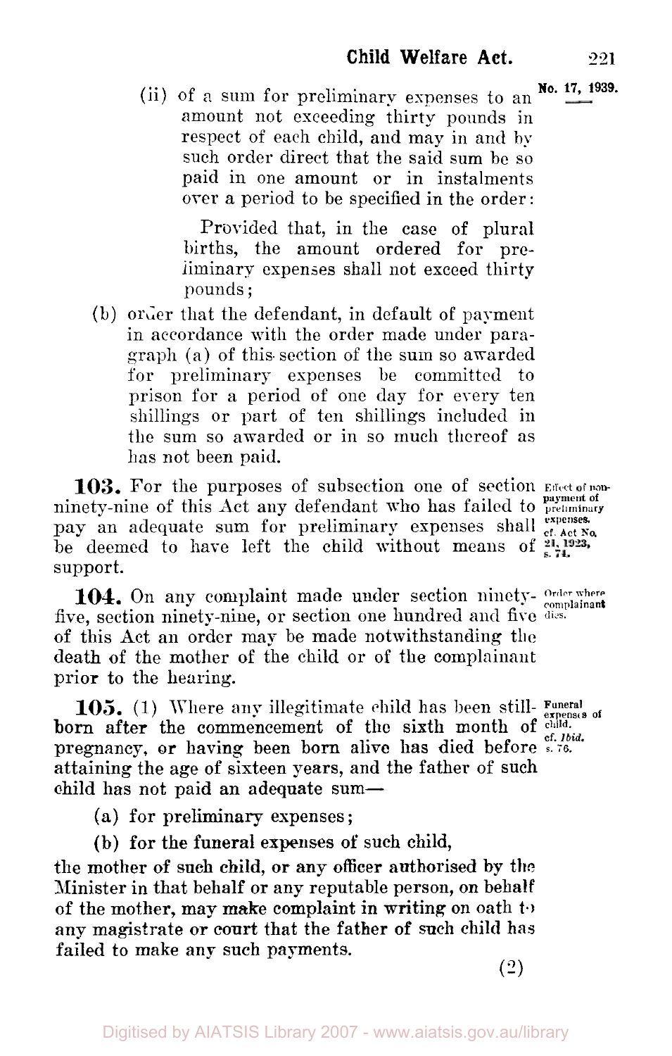(ii) of a sum for preliminary expenses to an amount not exceeding thirty pounds in respect of each child, and may in and by such order direct that the said sum be so paid in one amount or in instalments over a period to be specified in the order:

Provided that, in the case of plural births, the amount ordered for preliminary expenses shall not exceed thirty pounds;

(b) order that the defendant, in default of payment in accordance with the order made under paragraph (a) of this section of the sum so awarded for preliminary expenses be committed to prison for a period of one day for every ten shillings or part of ten shillings included in the sum so awarded or in so much thereof as has not been paid.

**103.** For the purposes of subsection one of section ninety-nine of this Act any defendant who has failed to pay an adequate sum for preliminary expenses shall be deemed to have left the child without means of support.

*Effect of non-payment of preliminary expenses. cf. Act No. 21, 1923, s. 74.*

**104.** On any complaint made under section ninety-five, section ninety-nine, or section one hundred and five of this Act an order may be made notwithstanding the death of the mother of the child or of the complainant prior to the hearing.

*Order where complainant dies.*

**105.** (1) Where any illegitimate child has been still-born after the commencement of the sixth month of pregnancy, or having been born alive has died before attaining the age of sixteen years, and the father of such child has not paid an adequate sum—

*Funeral expenses of child. cf. Ibid. s. 76.*

(a) for preliminary expenses;

(b) for the funeral expenses of such child,

the mother of such child, or any officer authorised by the Minister in that behalf or any reputable person, on behalf of the mother, may make complaint in writing on oath to any magistrate or court that the father of such child has failed to make any such payments.

(2)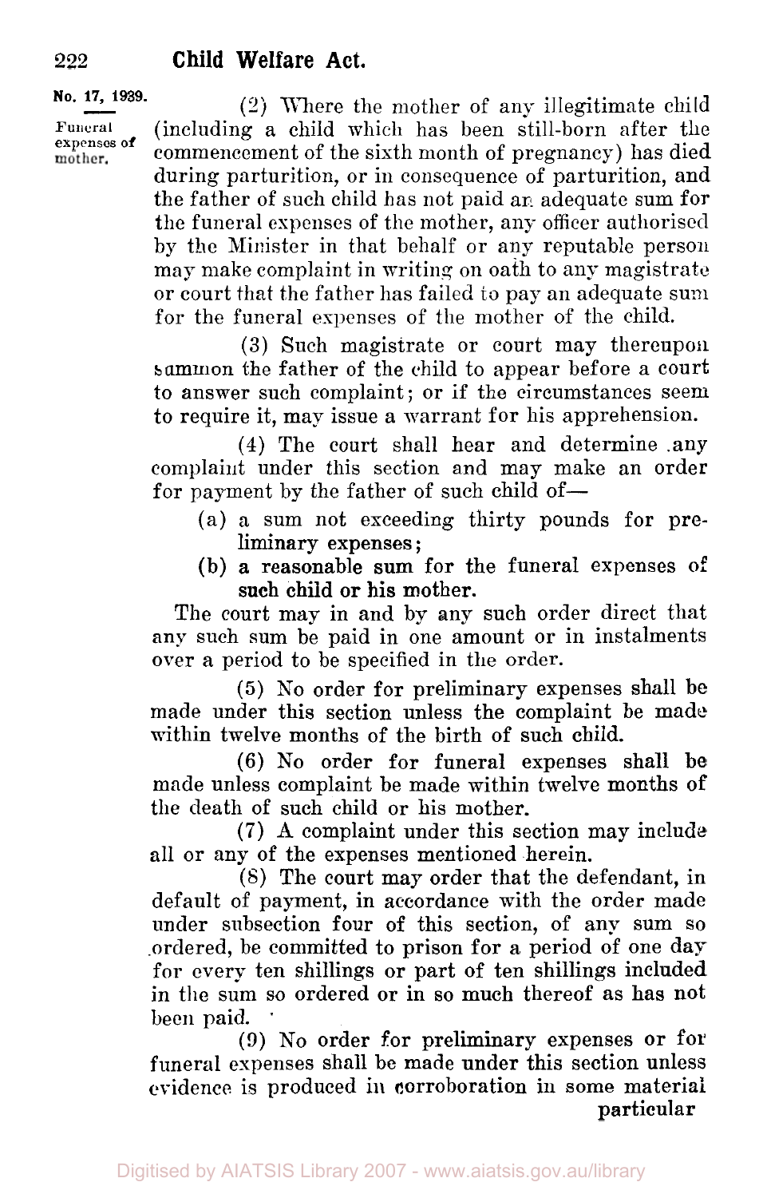No. 17, 1939.

Funeral expenses of mother.

(2) Where the mother of any illegitimate child (including a child which has been still-born after the commencement of the sixth month of pregnancy) has died during parturition, or in consequence of parturition, and the father of such child has not paid an adequate sum for the funeral expenses of the mother, any officer authorised by the Minister in that behalf or any reputable person may make complaint in writing on oath to any magistrate or court that the father has failed to pay an adequate sum for the funeral expenses of the mother of the child.

(3) Such magistrate or court may thereupon summon the father of the child to appear before a court to answer such complaint; or if the circumstances seem to require it, may issue a warrant for his apprehension.

(4) The court shall hear and determine any complaint under this section and may make an order for payment by the father of such child of—

- (a) a sum not exceeding thirty pounds for preliminary expenses;
- (b) a reasonable sum for the funeral expenses of such child or his mother.

The court may in and by any such order direct that any such sum be paid in one amount or in instalments over a period to be specified in the order.

(5) No order for preliminary expenses shall be made under this section unless the complaint be made within twelve months of the birth of such child.

(6) No order for funeral expenses shall be made unless complaint be made within twelve months of the death of such child or his mother.

(7) A complaint under this section may include all or any of the expenses mentioned herein.

(8) The court may order that the defendant, in default of payment, in accordance with the order made under subsection four of this section, of any sum so ordered, be committed to prison for a period of one day for every ten shillings or part of ten shillings included in the sum so ordered or in so much thereof as has not been paid.

(9) No order for preliminary expenses or for funeral expenses shall be made under this section unless evidence is produced in corroboration in some material particular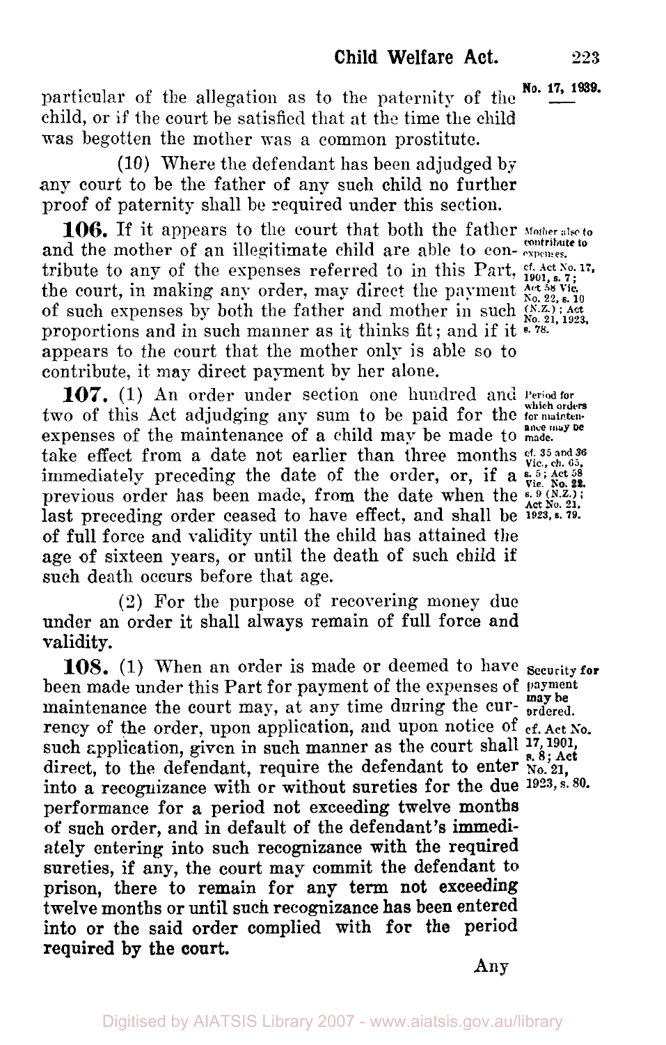particular of the allegation as to the paternity of the child, or if the court be satisfied that at the time the child was begotten the mother was a common prostitute.

(10) Where the defendant has been adjudged by any court to be the father of any such child no further proof of paternity shall be required under this section.

**106.** If it appears to the court that both the father and the mother of an illegitimate child are able to contribute to any of the expenses referred to in this Part, the court, in making any order, may direct the payment of such expenses by both the father and mother in such proportions and in such manner as it thinks fit; and if it appears to the court that the mother only is able so to contribute, it may direct payment by her alone.

*Mother also to contribute to expenses.*
*cf. Act No. 17, 1901, s. 7; Act 58 Vic. No. 22, s. 10 (N.Z.); Act No. 21, 1923, s. 78.*

**107.** (1) An order under section one hundred and two of this Act adjudging any sum to be paid for the expenses of the maintenance of a child may be made to take effect from a date not earlier than three months immediately preceding the date of the order, or, if a previous order has been made, from the date when the last preceding order ceased to have effect, and shall be of full force and validity until the child has attained the age of sixteen years, or until the death of such child if such death occurs before that age.

*Period for which orders for maintenance may be made.*
*cf. 35 and 36 Vic., ch. 65, s. 5; Act 58 Vic. No. 22, s. 9 (N.Z.); Act No. 21, 1923, s. 79.*

(2) For the purpose of recovering money due under an order it shall always remain of full force and validity.

**108.** (1) When an order is made or deemed to have been made under this Part for payment of the expenses of maintenance the court may, at any time during the currency of the order, upon application, and upon notice of such application, given in such manner as the court shall direct, to the defendant, require the defendant to enter into a recognizance with or without sureties for the due performance for a period not exceeding twelve months of such order, and in default of the defendant's immediately entering into such recognizance with the required sureties, if any, the court may commit the defendant to prison, there to remain for any term not exceeding twelve months or until such recognizance has been entered into or the said order complied with for the period required by the court.

*Security for payment may be ordered.*
*cf. Act No. 17, 1901, s. 8; Act No. 21, 1923, s. 80.*

Any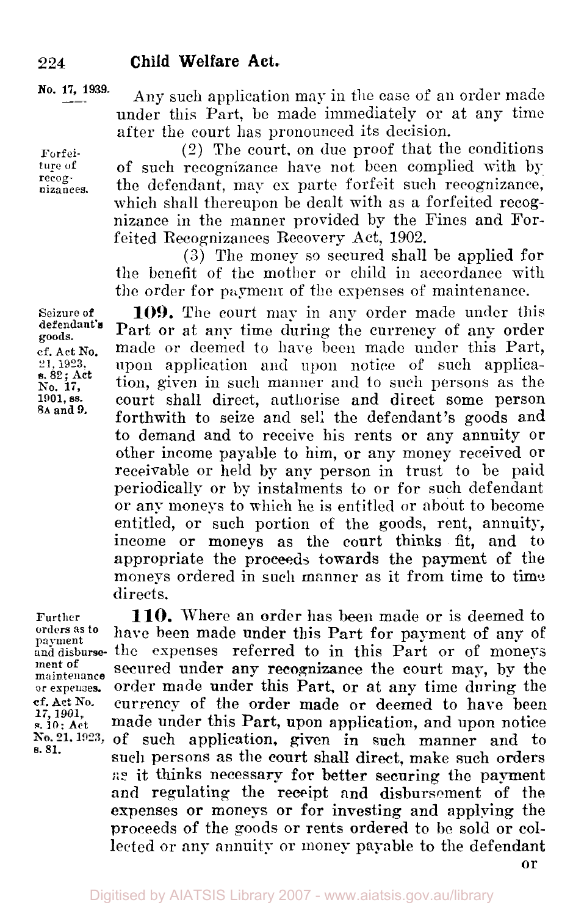No. 17, 1939.

Any such application may in the case of an order made under this Part, be made immediately or at any time after the court has pronounced its decision.

Forfeiture of recognizances.

(2) The court, on due proof that the conditions of such recognizance have not been complied with by the defendant, may ex parte forfeit such recognizance, which shall thereupon be dealt with as a forfeited recognizance in the manner provided by the Fines and Forfeited Recognizances Recovery Act, 1902.

(3) The money so secured shall be applied for the benefit of the mother or child in accordance with the order for payment of the expenses of maintenance.

Seizure of defendant's goods. cf. Act No. 21, 1923, s. 82; Act No. 17, 1901, ss. 8A and 9.

**109.** The court may in any order made under this Part or at any time during the currency of any order made or deemed to have been made under this Part, upon application and upon notice of such application, given in such manner and to such persons as the court shall direct, authorise and direct some person forthwith to seize and sell the defendant's goods and to demand and to receive his rents or any annuity or other income payable to him, or any money received or receivable or held by any person in trust to be paid periodically or by instalments to or for such defendant or any moneys to which he is entitled or about to become entitled, or such portion of the goods, rent, annuity, income or moneys as the court thinks fit, and to appropriate the proceeds towards the payment of the moneys ordered in such manner as it from time to time directs.

Further orders as to payment and disbursement of maintenance or expenses. cf. Act No. 17, 1901, s. 10; Act No. 21, 1923, s. 81.

**110.** Where an order has been made or is deemed to have been made under this Part for payment of any of the expenses referred to in this Part or of moneys secured under any recognizance the court may, by the order made under this Part, or at any time during the currency of the order made or deemed to have been made under this Part, upon application, and upon notice of such application, given in such manner and to such persons as the court shall direct, make such orders as it thinks necessary for better securing the payment and regulating the receipt and disbursement of the expenses or moneys or for investing and applying the proceeds of the goods or rents ordered to be sold or collected or any annuity or money payable to the defendant or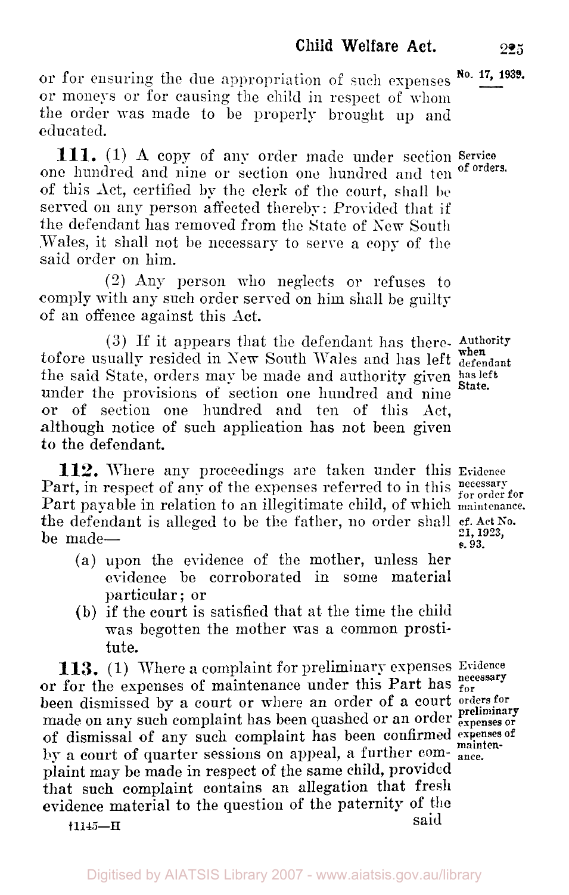or for ensuring the due appropriation of such expenses or moneys or for causing the child in respect of whom the order was made to be properly brought up and educated.

**111.** (1) A copy of any order made under section one hundred and nine or section one hundred and ten of this Act, certified by the clerk of the court, shall be served on any person affected thereby: Provided that if the defendant has removed from the State of New South Wales, it shall not be necessary to serve a copy of the said order on him.

Service of orders.

(2) Any person who neglects or refuses to comply with any such order served on him shall be guilty of an offence against this Act.

(3) If it appears that the defendant has theretofore usually resided in New South Wales and has left the said State, orders may be made and authority given under the provisions of section one hundred and nine or of section one hundred and ten of this Act, although notice of such application has not been given to the defendant.

Authority when defendant has left State.

**112.** Where any proceedings are taken under this Part, in respect of any of the expenses referred to in this Part payable in relation to an illegitimate child, of which the defendant is alleged to be the father, no order shall be made—

Evidence necessary for order for maintenance. cf. Act No. 21, 1923, s. 93.

(a) upon the evidence of the mother, unless her evidence be corroborated in some material particular; or

(b) if the court is satisfied that at the time the child was begotten the mother was a common prostitute.

**113.** (1) Where a complaint for preliminary expenses or for the expenses of maintenance under this Part has been dismissed by a court or where an order of a court made on any such complaint has been quashed or an order of dismissal of any such complaint has been confirmed by a court of quarter sessions on appeal, a further complaint may be made in respect of the same child, provided that such complaint contains an allegation that fresh evidence material to the question of the paternity of the said

Evidence necessary for orders for preliminary expenses or expenses of maintenance.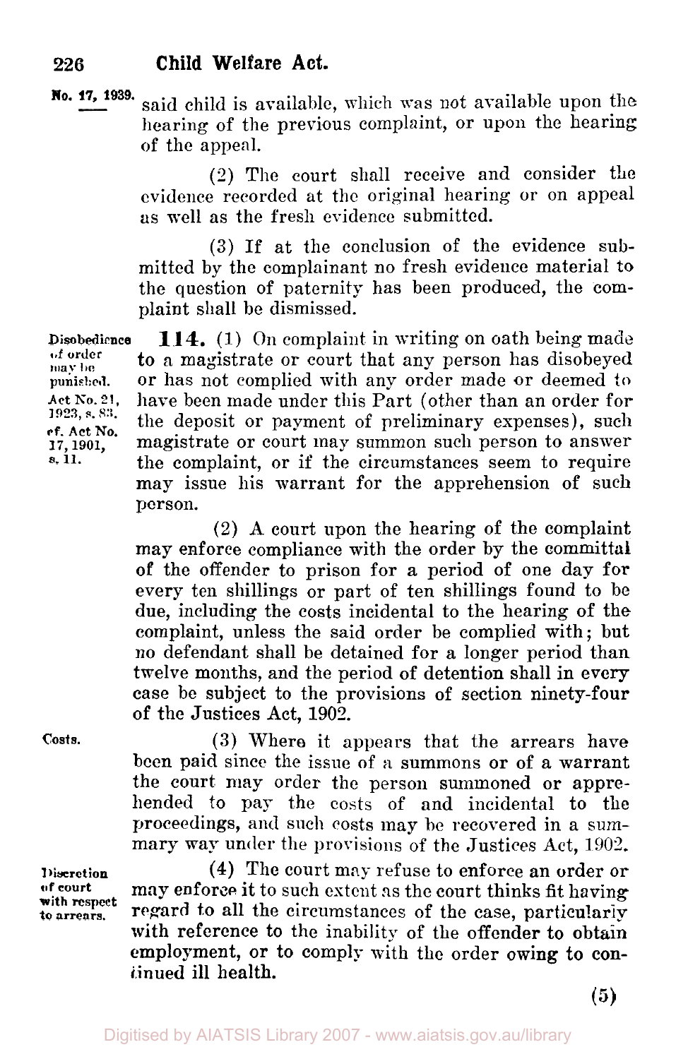said child is available, which was not available upon the hearing of the previous complaint, or upon the hearing of the appeal.

(2) The court shall receive and consider the evidence recorded at the original hearing or on appeal as well as the fresh evidence submitted.

(3) If at the conclusion of the evidence submitted by the complainant no fresh evidence material to the question of paternity has been produced, the complaint shall be dismissed.

*Disobedience of order may be punished.*
*Act No. 21, 1923, s. 83.*
*cf. Act No. 17, 1901, s. 11.*

**114.** (1) On complaint in writing on oath being made to a magistrate or court that any person has disobeyed or has not complied with any order made or deemed to have been made under this Part (other than an order for the deposit or payment of preliminary expenses), such magistrate or court may summon such person to answer the complaint, or if the circumstances seem to require may issue his warrant for the apprehension of such person.

(2) A court upon the hearing of the complaint may enforce compliance with the order by the committal of the offender to prison for a period of one day for every ten shillings or part of ten shillings found to be due, including the costs incidental to the hearing of the complaint, unless the said order be complied with; but no defendant shall be detained for a longer period than twelve months, and the period of detention shall in every case be subject to the provisions of section ninety-four of the Justices Act, 1902.

*Costs.*

(3) Where it appears that the arrears have been paid since the issue of a summons or of a warrant the court may order the person summoned or apprehended to pay the costs of and incidental to the proceedings, and such costs may be recovered in a summary way under the provisions of the Justices Act, 1902.

*Discretion of court with respect to arrears.*

(4) The court may refuse to enforce an order or may enforce it to such extent as the court thinks fit having regard to all the circumstances of the case, particularly with reference to the inability of the offender to obtain employment, or to comply with the order owing to continued ill health.

(5)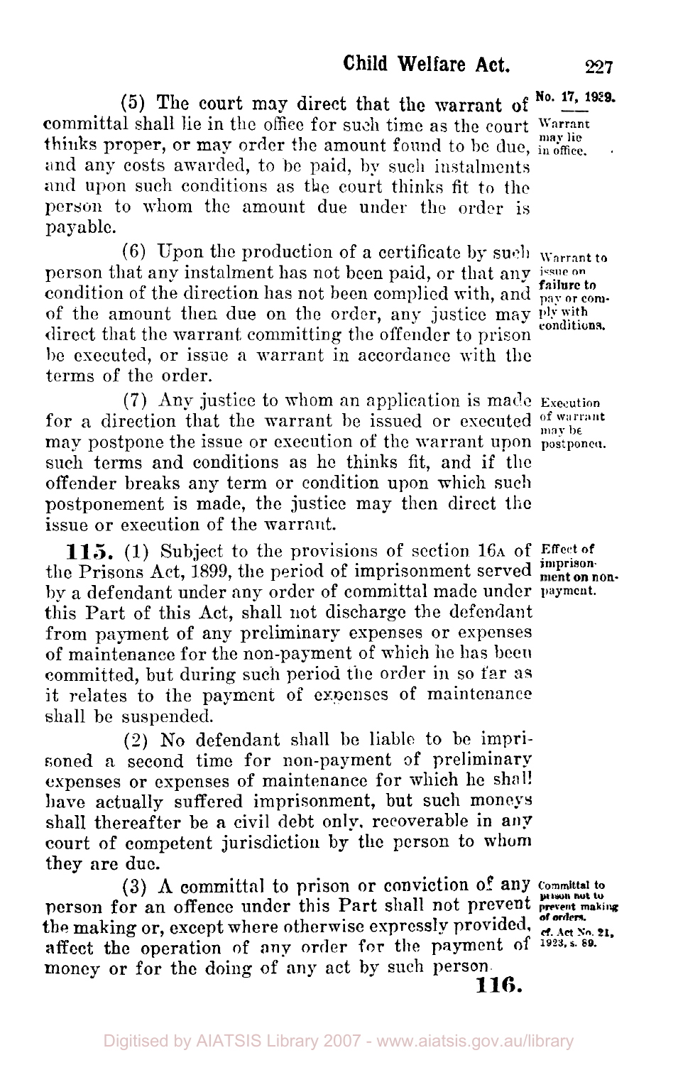(5) The court may direct that the warrant of committal shall lie in the office for such time as the court thinks proper, or may order the amount found to be due, and any costs awarded, to be paid, by such instalments and upon such conditions as the court thinks fit to the person to whom the amount due under the order is payable.

No. 17, 1939.

*Warrant may lie in office.*

(6) Upon the production of a certificate by such person that any instalment has not been paid, or that any condition of the direction has not been complied with, and of the amount then due on the order, any justice may direct that the warrant committing the offender to prison be executed, or issue a warrant in accordance with the terms of the order.

*Warrant to issue on failure to pay or comply with conditions.*

(7) Any justice to whom an application is made for a direction that the warrant be issued or executed may postpone the issue or execution of the warrant upon such terms and conditions as he thinks fit, and if the offender breaks any term or condition upon which such postponement is made, the justice may then direct the issue or execution of the warrant.

*Execution of warrant may be postponed.*

**115.** (1) Subject to the provisions of section 16A of the Prisons Act, 1899, the period of imprisonment served by a defendant under any order of committal made under this Part of this Act, shall not discharge the defendant from payment of any preliminary expenses or expenses of maintenance for the non-payment of which he has been committed, but during such period the order in so far as it relates to the payment of expenses of maintenance shall be suspended.

*Effect of imprisonment on non-payment.*

(2) No defendant shall be liable to be imprisoned a second time for non-payment of preliminary expenses or expenses of maintenance for which he shall have actually suffered imprisonment, but such moneys shall thereafter be a civil debt only, recoverable in any court of competent jurisdiction by the person to whom they are due.

(3) A committal to prison or conviction of any person for an offence under this Part shall not prevent the making or, except where otherwise expressly provided, affect the operation of any order for the payment of money or for the doing of any act by such person.

*Committal to prison not to prevent making of orders. cf. Act No. 21, 1923, s. 89.*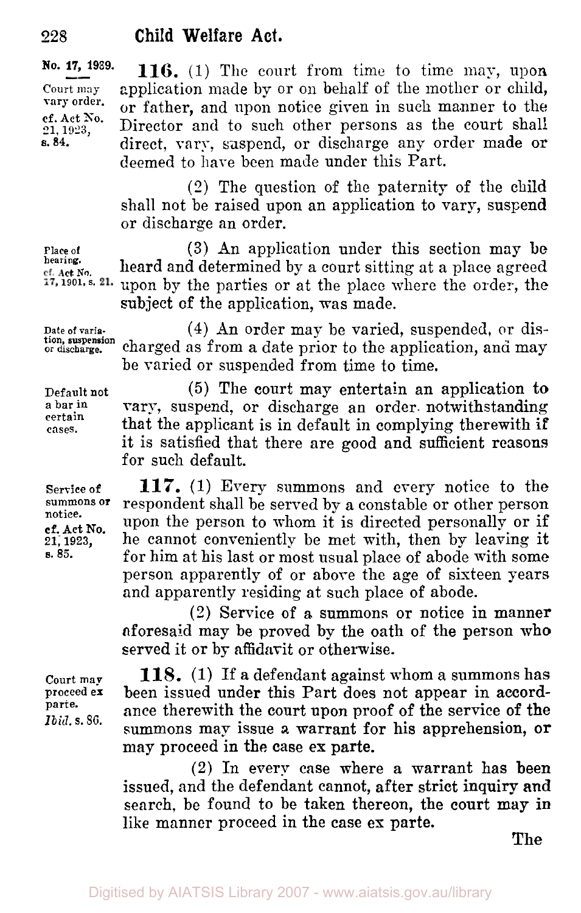No. 17, 1939.

Court may vary order.
cf. Act No. 21, 1923, s. 84.

**116.** (1) The court from time to time may, upon application made by or on behalf of the mother or child, or father, and upon notice given in such manner to the Director and to such other persons as the court shall direct, vary, suspend, or discharge any order made or deemed to have been made under this Part.

(2) The question of the paternity of the child shall not be raised upon an application to vary, suspend or discharge an order.

Place of hearing.
cf. Act No. 17, 1901, s. 21.

(3) An application under this section may be heard and determined by a court sitting at a place agreed upon by the parties or at the place where the order, the subject of the application, was made.

Date of variation, suspension or discharge.

(4) An order may be varied, suspended, or discharged as from a date prior to the application, and may be varied or suspended from time to time.

Default not a bar in certain cases.

(5) The court may entertain an application to vary, suspend, or discharge an order notwithstanding that the applicant is in default in complying therewith if it is satisfied that there are good and sufficient reasons for such default.

Service of summons or notice.
cf. Act No. 21, 1923, s. 85.

**117.** (1) Every summons and every notice to the respondent shall be served by a constable or other person upon the person to whom it is directed personally or if he cannot conveniently be met with, then by leaving it for him at his last or most usual place of abode with some person apparently of or above the age of sixteen years and apparently residing at such place of abode.

(2) Service of a summons or notice in manner aforesaid may be proved by the oath of the person who served it or by affidavit or otherwise.

Court may proceed ex parte.
*Ibid.* s. 86.

**118.** (1) If a defendant against whom a summons has been issued under this Part does not appear in accordance therewith the court upon proof of the service of the summons may issue a warrant for his apprehension, or may proceed in the case ex parte.

(2) In every case where a warrant has been issued, and the defendant cannot, after strict inquiry and search, be found to be taken thereon, the court may in like manner proceed in the case ex parte.

The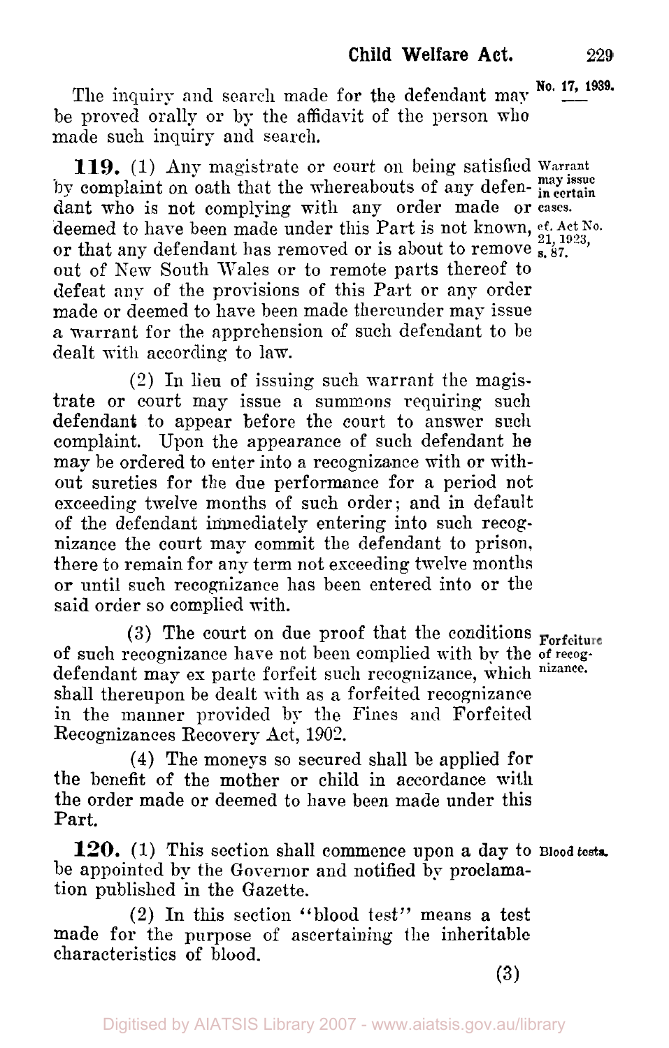The inquiry and search made for the defendant may be proved orally or by the affidavit of the person who made such inquiry and search.

Warrant may issue in certain cases. cf. Act No. 21, 1923, s. 87.

**119.** (1) Any magistrate or court on being satisfied by complaint on oath that the whereabouts of any defendant who is not complying with any order made or deemed to have been made under this Part is not known, or that any defendant has removed or is about to remove out of New South Wales or to remote parts thereof to defeat any of the provisions of this Part or any order made or deemed to have been made thereunder may issue a warrant for the apprehension of such defendant to be dealt with according to law.

(2) In lieu of issuing such warrant the magistrate or court may issue a summons requiring such defendant to appear before the court to answer such complaint. Upon the appearance of such defendant he may be ordered to enter into a recognizance with or without sureties for the due performance for a period not exceeding twelve months of such order; and in default of the defendant immediately entering into such recognizance the court may commit the defendant to prison, there to remain for any term not exceeding twelve months or until such recognizance has been entered into or the said order so complied with.

Forfeiture of recognizance.

(3) The court on due proof that the conditions of such recognizance have not been complied with by the defendant may ex parte forfeit such recognizance, which shall thereupon be dealt with as a forfeited recognizance in the manner provided by the Fines and Forfeited Recognizances Recovery Act, 1902.

(4) The moneys so secured shall be applied for the benefit of the mother or child in accordance with the order made or deemed to have been made under this Part.

Blood tests.

**120.** (1) This section shall commence upon a day to be appointed by the Governor and notified by proclamation published in the Gazette.

(2) In this section "blood test" means a test made for the purpose of ascertaining the inheritable characteristics of blood.

(3)